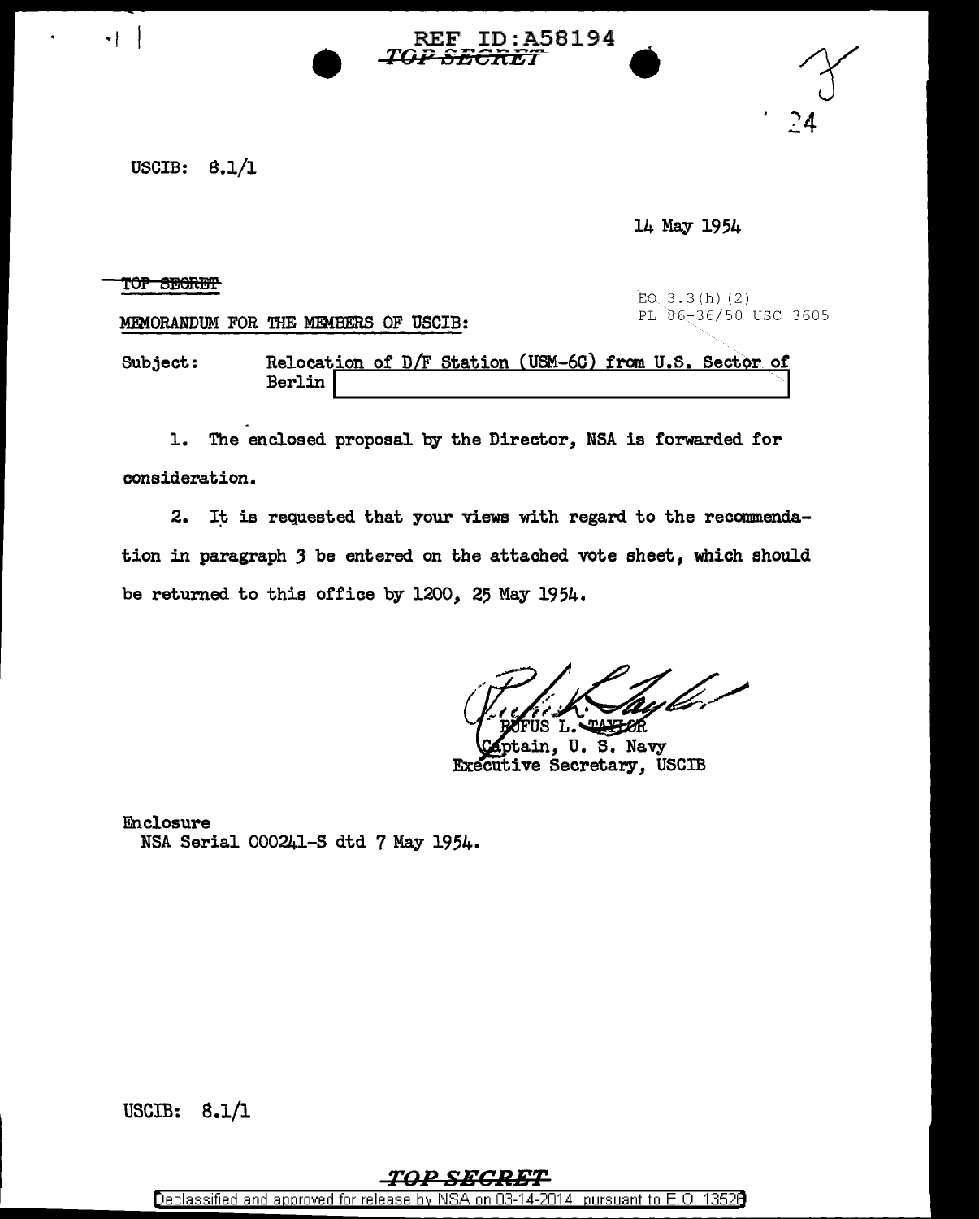REF ID:A58194

~~TOP SECRET~~

24

USCIB: 8.1/1

14 May 1954

~~TOP SECRET~~

EO 3.3(h)(2)
PL 86-36/50 USC 3605

MEMORANDUM FOR THE MEMBERS OF USCIB:

Subject: Relocation of D/F Station (USM-6C) from U.S. Sector of Berlin [redacted]

1. The enclosed proposal by the Director, NSA is forwarded for consideration.

2. It is requested that your views with regard to the recommendation in paragraph 3 be entered on the attached vote sheet, which should be returned to this office by 1200, 25 May 1954.

RUFUS L. TAYLOR
Captain, U. S. Navy
Executive Secretary, USCIB

Enclosure
NSA Serial 000241-S dtd 7 May 1954.

USCIB: 8.1/1

~~TOP SECRET~~

Declassified and approved for release by NSA on 03-14-2014 pursuant to E.O. 13526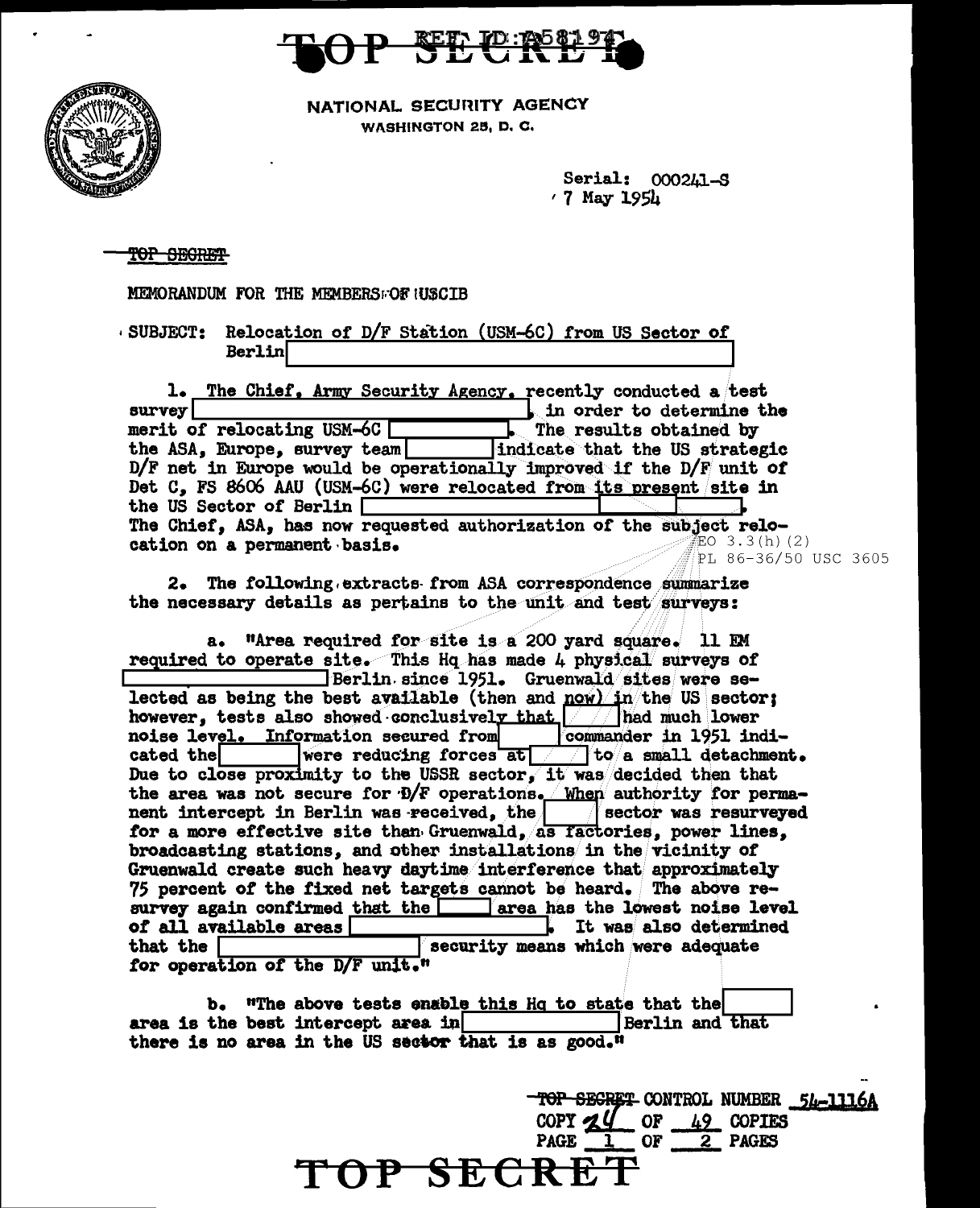TOP SECRET

NATIONAL SECURITY AGENCY
WASHINGTON 25, D. C.

Serial: 000241-S
7 May 1954

TOP SECRET

MEMORANDUM FOR THE MEMBERS OF USCIB

SUBJECT: Relocation of D/F Station (USM-6C) from US Sector of Berlin [redacted]

1. The Chief, Army Security Agency, recently conducted a test survey [redacted], in order to determine the merit of relocating USM-6C [redacted]. The results obtained by the ASA, Europe, survey team [redacted] indicate that the US strategic D/F net in Europe would be operationally improved if the D/F unit of Det C, FS 8606 AAU (USM-6C) were relocated from its present site in the US Sector of Berlin [redacted]. The Chief, ASA, has now requested authorization of the subject relocation on a permanent basis.

EO 3.3(h)(2)
PL 86-36/50 USC 3605

2. The following extracts from ASA correspondence summarize the necessary details as pertains to the unit and test surveys:

a. "Area required for site is a 200 yard square. 11 EM required to operate site. This Hq has made 4 physical surveys of [redacted] Berlin since 1951. Gruenwald sites were selected as being the best available (then and now) in the US sector; however, tests also showed conclusively that [redacted] had much lower noise level. Information secured from [redacted] commander in 1951 indicated the [redacted] were reducing forces at [redacted] to a small detachment. Due to close proximity to the USSR sector, it was decided then that the area was not secure for D/F operations. When authority for permanent intercept in Berlin was received, the [redacted] sector was resurveyed for a more effective site than Gruenwald, as factories, power lines, broadcasting stations, and other installations in the vicinity of Gruenwald create such heavy daytime interference that approximately 75 percent of the fixed net targets cannot be heard. The above resurvey again confirmed that the [redacted] area has the lowest noise level of all available areas [redacted]. It was also determined that the [redacted] security means which were adequate for operation of the D/F unit."

b. "The above tests enable this Hq to state that the [redacted] area is the best intercept area in [redacted] Berlin and that there is no area in the US sector that is as good."

TOP SECRET CONTROL NUMBER 54-1116A
COPY 24 OF 49 COPIES
PAGE 1 OF 2 PAGES

TOP SECRET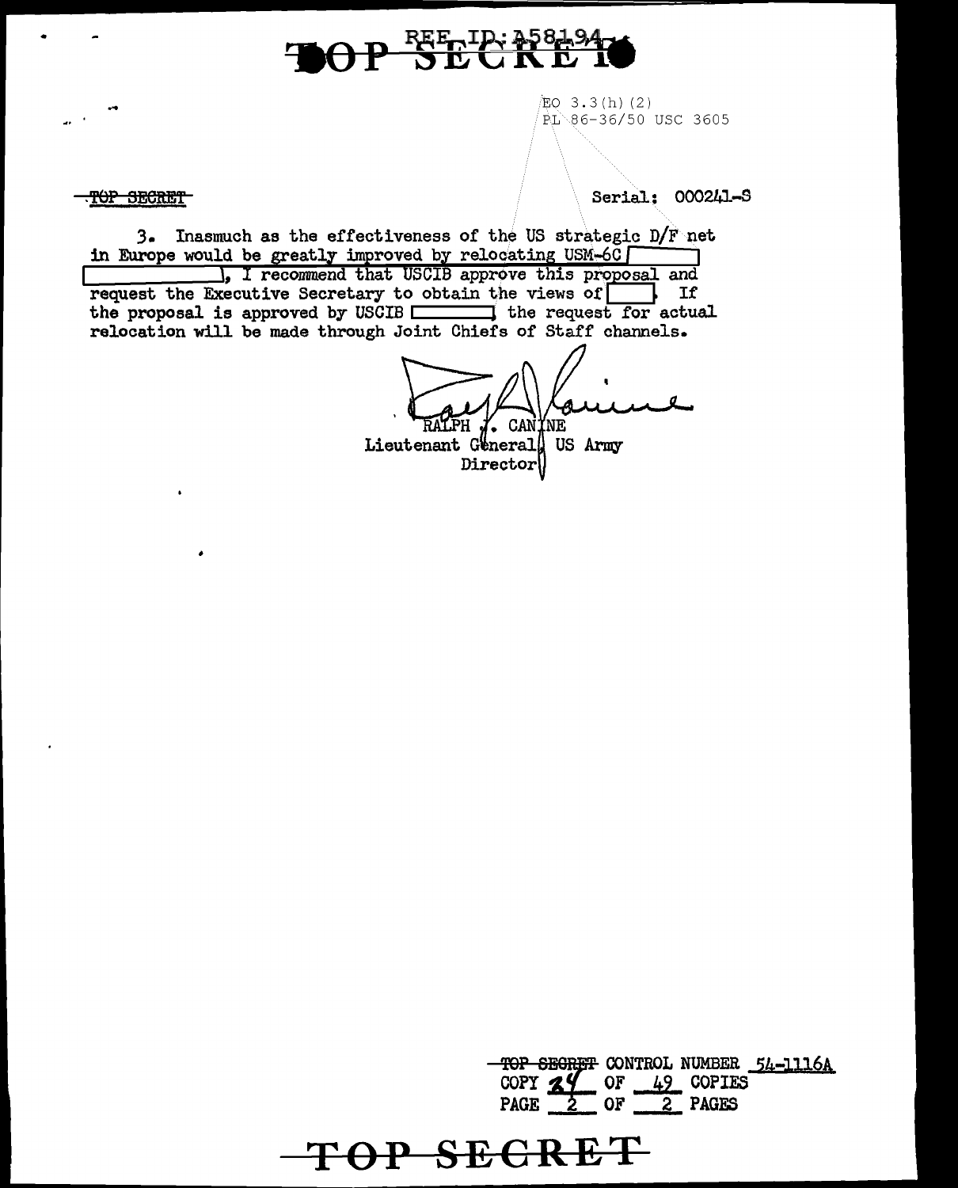TOP SECRET

REF ID:A58194

EO 3.3(h)(2)
PL 86-36/50 USC 3605

~~TOP SECRET~~

Serial: 000241-S

3. Inasmuch as the effectiveness of the US strategic D/F net in Europe would be greatly improved by relocating USM-6C [ ] [ ], I recommend that USCIB approve this proposal and request the Executive Secretary to obtain the views of [ ]. If the proposal is approved by USCIB [ ] the request for actual relocation will be made through Joint Chiefs of Staff channels.

RALPH J. CANINE
Lieutenant General, US Army
Director

~~TOP SECRET~~ CONTROL NUMBER 54-1116A
COPY 24 OF 49 COPIES
PAGE 2 OF 2 PAGES

~~TOP SECRET~~